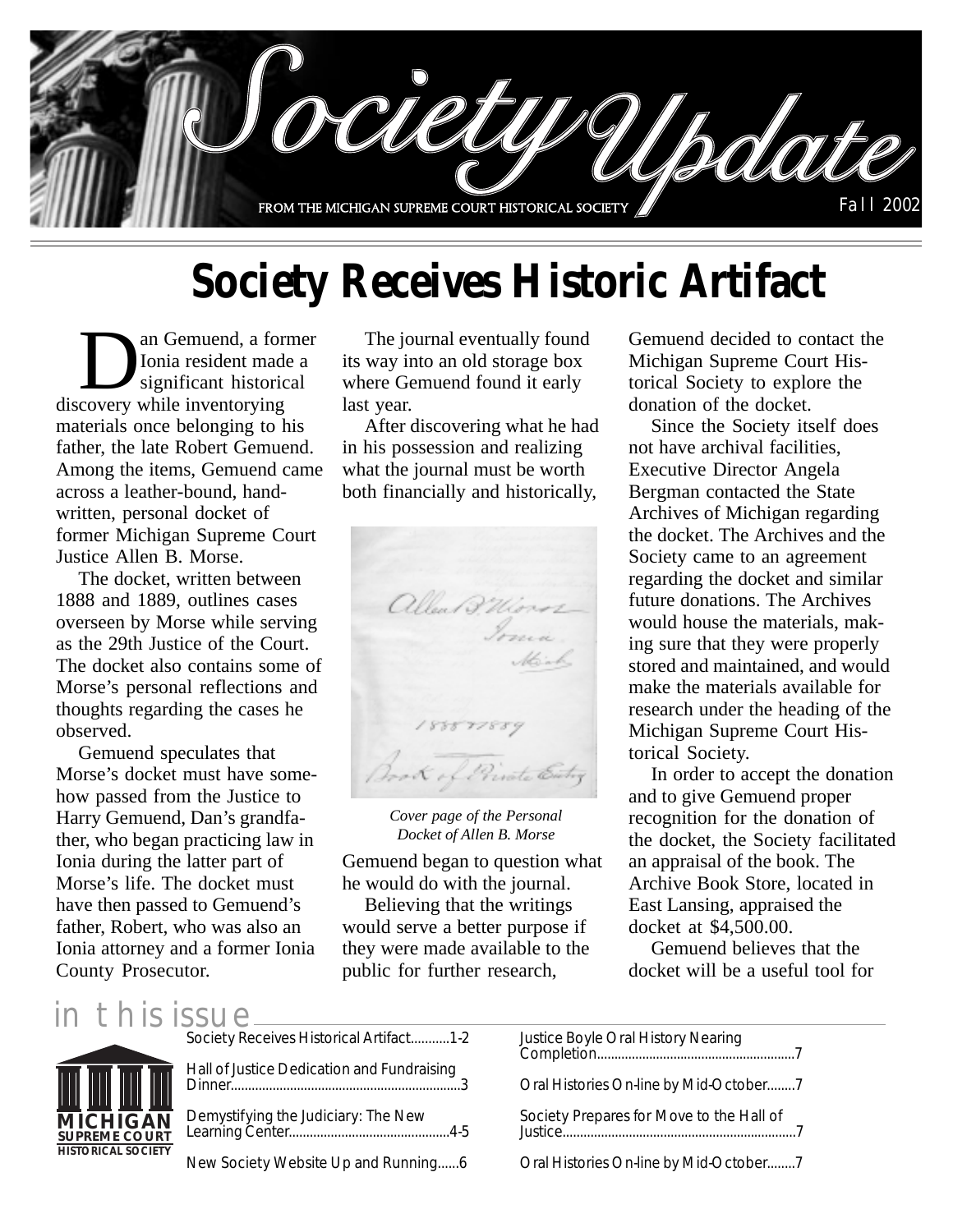# Society Update

FROM THE MICHIGAN SUPREME COURT HISTORICAL SOCIETY

Fall 2002

## Society Receives Historic Artifact

Dan Gemuend, a former Ionia resident made a significant historical discovery while inventorying materials once belonging to his father, the late Robert Gemuend. Among the items, Gemuend came across a leather-bound, handwritten, personal docket of former Michigan Supreme Court Justice Allen B. Morse.

The docket, written between 1888 and 1889, outlines cases overseen by Morse while serving as the 29th Justice of the Court. The docket also contains some of Morse's personal reflections and thoughts regarding the cases he observed.

Gemuend speculates that Morse's docket must have somehow passed from the Justice to Harry Gemuend, Dan's grandfather, who began practicing law in Ionia during the latter part of Morse's life. The docket must have then passed to Gemuend's father, Robert, who was also an Ionia attorney and a former Ionia County Prosecutor.

The journal eventually found its way into an old storage box where Gemuend found it early last year.

After discovering what he had in his possession and realizing what the journal must be worth both financially and historically, Gemuend began to question what he would do with the journal.

*Cover page of the Personal Docket of Allen B. Morse*

Believing that the writings would serve a better purpose if they were made available to the public for further research, Gemuend decided to contact the Michigan Supreme Court Historical Society to explore the donation of the docket.

Since the Society itself does not have archival facilities, Executive Director Angela Bergman contacted the State Archives of Michigan regarding the docket. The Archives and the Society came to an agreement regarding the docket and similar future donations. The Archives would house the materials, making sure that they were properly stored and maintained, and would make the materials available for research under the heading of the Michigan Supreme Court Historical Society.

In order to accept the donation and to give Gemuend proper recognition for the donation of the docket, the Society facilitated an appraisal of the book. The Archive Book Store, located in East Lansing, appraised the docket at $4,500.00.

Gemuend believes that the docket will be a useful tool for

## in this issue

MICHIGAN SUPREME COURT HISTORICAL SOCIETY

- Society Receives Historical Artifact...........1-2
- Hall of Justice Dedication and Fundraising Dinner..................................................................3
- Demystifying the Judiciary: The New Learning Center..............................................4-5
- New Society Website Up and Running......6
- Justice Boyle Oral History Nearing Completion..........................................................7
- Oral Histories On-line by Mid-October........7
- Society Prepares for Move to the Hall of Justice....................................................................7
- Oral Histories On-line by Mid-October........7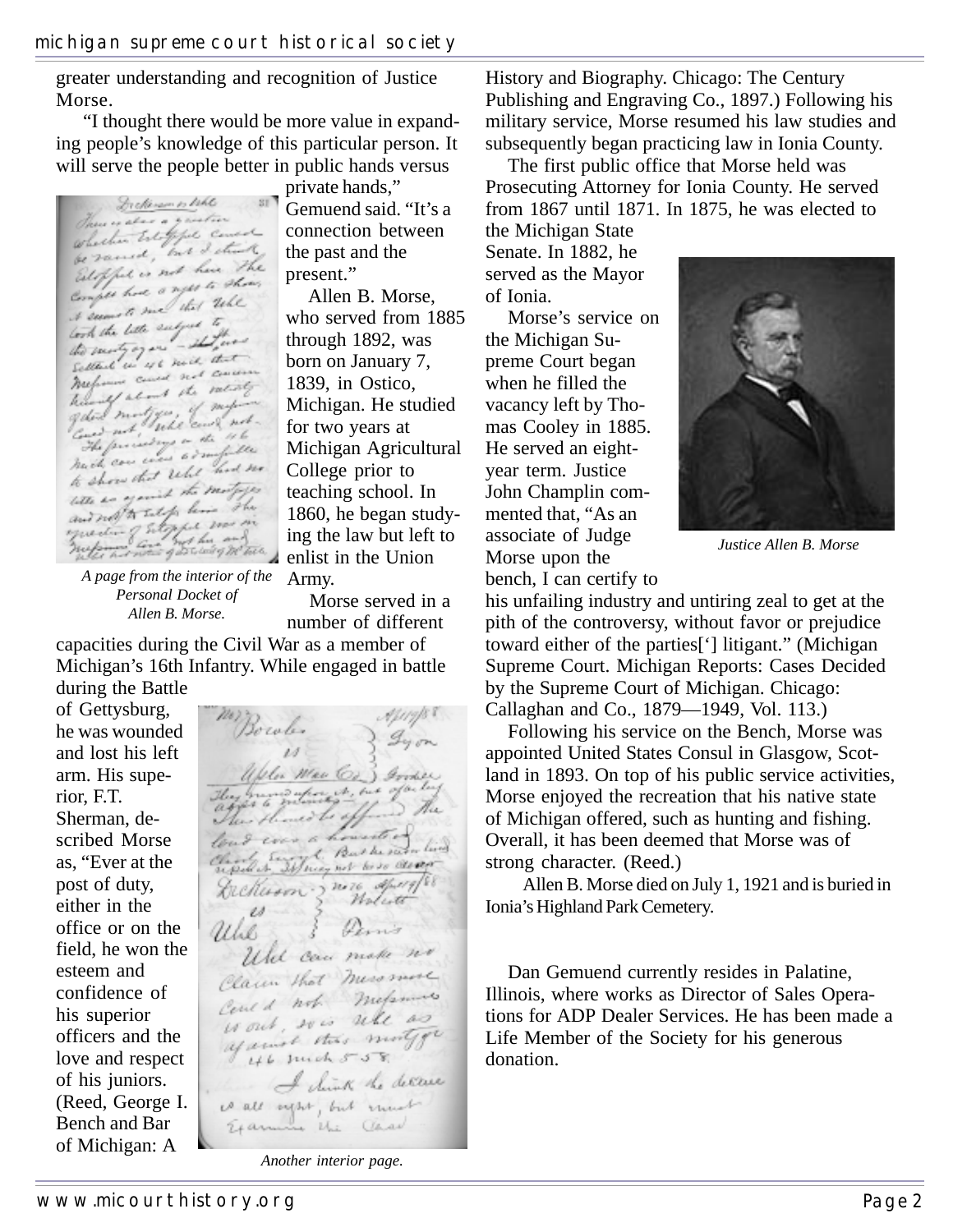greater understanding and recognition of Justice Morse.

"I thought there would be more value in expanding people's knowledge of this particular person. It will serve the people better in public hands versus private hands," Gemuend said. "It's a connection between the past and the present."

Allen B. Morse, who served from 1885 through 1892, was born on January 7, 1839, in Ostico, Michigan. He studied for two years at Michigan Agricultural College prior to teaching school. In 1860, he began studying the law but left to enlist in the Union Army.

*A page from the interior of the Personal Docket of Allen B. Morse.*

Morse served in a number of different capacities during the Civil War as a member of Michigan's 16th Infantry. While engaged in battle during the Battle of Gettysburg, he was wounded and lost his left arm. His superior, F.T. Sherman, described Morse as, "Ever at the post of duty, either in the office or on the field, he won the esteem and confidence of his superior officers and the love and respect of his juniors. (Reed, George I. Bench and Bar of Michigan: A History and Biography. Chicago: The Century Publishing and Engraving Co., 1897.) Following his military service, Morse resumed his law studies and subsequently began practicing law in Ionia County.

*Another interior page.*

The first public office that Morse held was Prosecuting Attorney for Ionia County. He served from 1867 until 1871. In 1875, he was elected to the Michigan State Senate. In 1882, he served as the Mayor of Ionia.

Morse's service on the Michigan Supreme Court began when he filled the vacancy left by Thomas Cooley in 1885. He served an eight-year term. Justice John Champlin commented that, "As an associate of Judge Morse upon the bench, I can certify to his unfailing industry and untiring zeal to get at the pith of the controversy, without favor or prejudice toward either of the parties['] litigant." (Michigan Supreme Court. Michigan Reports: Cases Decided by the Supreme Court of Michigan. Chicago: Callaghan and Co., 1879—1949, Vol. 113.)

*Justice Allen B. Morse*

Following his service on the Bench, Morse was appointed United States Consul in Glasgow, Scotland in 1893. On top of his public service activities, Morse enjoyed the recreation that his native state of Michigan offered, such as hunting and fishing. Overall, it has been deemed that Morse was of strong character. (Reed.)

Allen B. Morse died on July 1, 1921 and is buried in Ionia's Highland Park Cemetery.

Dan Gemuend currently resides in Palatine, Illinois, where works as Director of Sales Operations for ADP Dealer Services. He has been made a Life Member of the Society for his generous donation.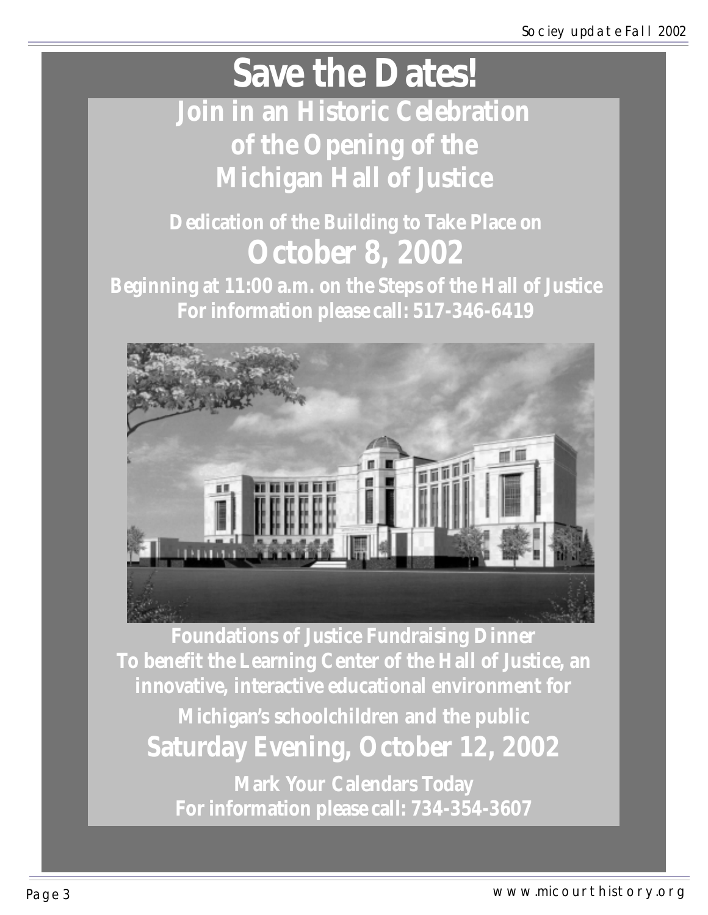# Save the Dates!

## Join in an Historic Celebration of the Opening of the Michigan Hall of Justice

**Dedication of the Building to Take Place on**

## October 8, 2002

**Beginning at 11:00 a.m. on the Steps of the Hall of Justice**

**For information please call: 517-346-6419**

**Foundations of Justice Fundraising Dinner**

**To benefit the Learning Center of the Hall of Justice, an innovative, interactive educational environment for Michigan's schoolchildren and the public**

## Saturday Evening, October 12, 2002

**Mark Your Calendars Today**

**For information please call: 734-354-3607**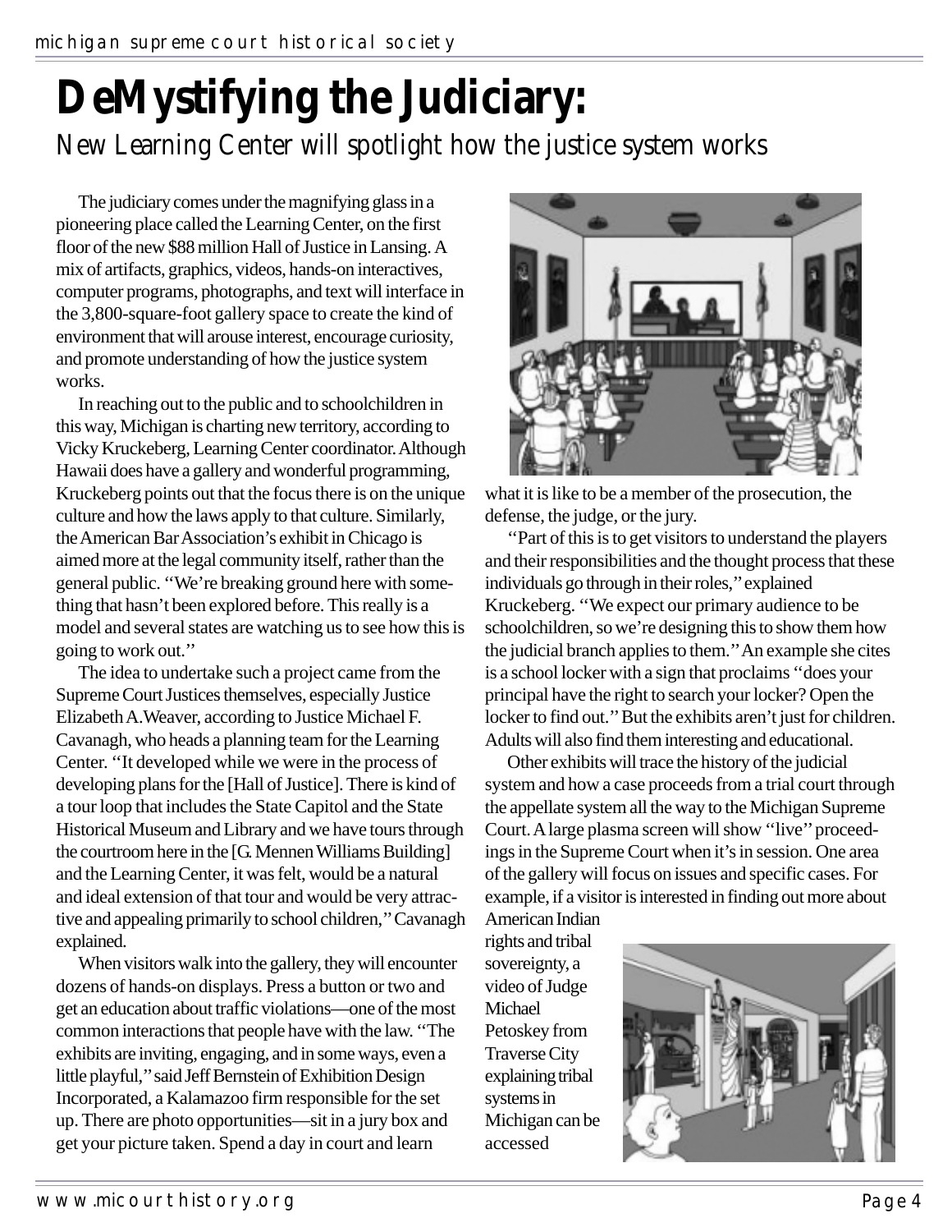# DeMystifying the Judiciary:

## New Learning Center will spotlight how the justice system works

The judiciary comes under the magnifying glass in a pioneering place called the Learning Center, on the first floor of the new $88 million Hall of Justice in Lansing. A mix of artifacts, graphics, videos, hands-on interactives, computer programs, photographs, and text will interface in the 3,800-square-foot gallery space to create the kind of environment that will arouse interest, encourage curiosity, and promote understanding of how the justice system works.

In reaching out to the public and to schoolchildren in this way, Michigan is charting new territory, according to Vicky Kruckeberg, Learning Center coordinator. Although Hawaii does have a gallery and wonderful programming, Kruckeberg points out that the focus there is on the unique culture and how the laws apply to that culture. Similarly, the American Bar Association's exhibit in Chicago is aimed more at the legal community itself, rather than the general public. ''We're breaking ground here with something that hasn't been explored before. This really is a model and several states are watching us to see how this is going to work out.''

The idea to undertake such a project came from the Supreme Court Justices themselves, especially Justice Elizabeth A.Weaver, according to Justice Michael F. Cavanagh, who heads a planning team for the Learning Center. ''It developed while we were in the process of developing plans for the [Hall of Justice]. There is kind of a tour loop that includes the State Capitol and the State Historical Museum and Library and we have tours through the courtroom here in the [G. Mennen Williams Building] and the Learning Center, it was felt, would be a natural and ideal extension of that tour and would be very attractive and appealing primarily to school children,'' Cavanagh explained.

When visitors walk into the gallery, they will encounter dozens of hands-on displays. Press a button or two and get an education about traffic violations—one of the most common interactions that people have with the law. ''The exhibits are inviting, engaging, and in some ways, even a little playful,'' said Jeff Bernstein of Exhibition Design Incorporated, a Kalamazoo firm responsible for the set up. There are photo opportunities—sit in a jury box and get your picture taken. Spend a day in court and learn what it is like to be a member of the prosecution, the defense, the judge, or the jury.

''Part of this is to get visitors to understand the players and their responsibilities and the thought process that these individuals go through in their roles,'' explained Kruckeberg. ''We expect our primary audience to be schoolchildren, so we're designing this to show them how the judicial branch applies to them.'' An example she cites is a school locker with a sign that proclaims ''does your principal have the right to search your locker? Open the locker to find out.'' But the exhibits aren't just for children. Adults will also find them interesting and educational.

Other exhibits will trace the history of the judicial system and how a case proceeds from a trial court through the appellate system all the way to the Michigan Supreme Court. A large plasma screen will show ''live'' proceedings in the Supreme Court when it's in session. One area of the gallery will focus on issues and specific cases. For example, if a visitor is interested in finding out more about American Indian rights and tribal sovereignty, a video of Judge Michael Petoskey from Traverse City explaining tribal systems in Michigan can be accessed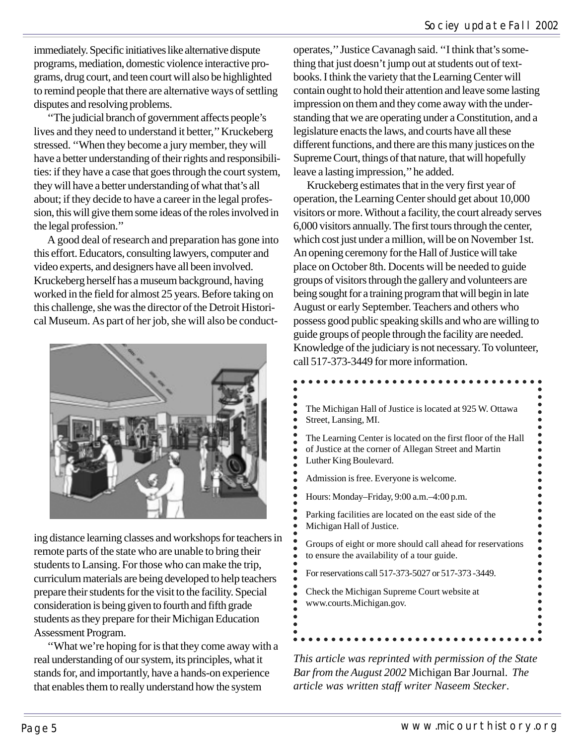immediately. Specific initiatives like alternative dispute programs, mediation, domestic violence interactive programs, drug court, and teen court will also be highlighted to remind people that there are alternative ways of settling disputes and resolving problems.

"The judicial branch of government affects people's lives and they need to understand it better," Kruckeberg stressed. "When they become a jury member, they will have a better understanding of their rights and responsibilities: if they have a case that goes through the court system, they will have a better understanding of what that's all about; if they decide to have a career in the legal profession, this will give them some ideas of the roles involved in the legal profession."

A good deal of research and preparation has gone into this effort. Educators, consulting lawyers, computer and video experts, and designers have all been involved. Kruckeberg herself has a museum background, having worked in the field for almost 25 years. Before taking on this challenge, she was the director of the Detroit Historical Museum. As part of her job, she will also be conducting distance learning classes and workshops for teachers in remote parts of the state who are unable to bring their students to Lansing. For those who can make the trip, curriculum materials are being developed to help teachers prepare their students for the visit to the facility. Special consideration is being given to fourth and fifth grade students as they prepare for their Michigan Education Assessment Program.

"What we're hoping for is that they come away with a real understanding of our system, its principles, what it stands for, and importantly, have a hands-on experience that enables them to really understand how the system operates," Justice Cavanagh said. "I think that's something that just doesn't jump out at students out of textbooks. I think the variety that the Learning Center will contain ought to hold their attention and leave some lasting impression on them and they come away with the understanding that we are operating under a Constitution, and a legislature enacts the laws, and courts have all these different functions, and there are this many justices on the Supreme Court, things of that nature, that will hopefully leave a lasting impression," he added.

Kruckeberg estimates that in the very first year of operation, the Learning Center should get about 10,000 visitors or more. Without a facility, the court already serves 6,000 visitors annually. The first tours through the center, which cost just under a million, will be on November 1st. An opening ceremony for the Hall of Justice will take place on October 8th. Docents will be needed to guide groups of visitors through the gallery and volunteers are being sought for a training program that will begin in late August or early September. Teachers and others who possess good public speaking skills and who are willing to guide groups of people through the facility are needed. Knowledge of the judiciary is not necessary. To volunteer, call 517-373-3449 for more information.

The Michigan Hall of Justice is located at 925 W. Ottawa Street, Lansing, MI.

The Learning Center is located on the first floor of the Hall of Justice at the corner of Allegan Street and Martin Luther King Boulevard.

Admission is free. Everyone is welcome.

Hours: Monday–Friday, 9:00 a.m.–4:00 p.m.

Parking facilities are located on the east side of the Michigan Hall of Justice.

Groups of eight or more should call ahead for reservations to ensure the availability of a tour guide.

For reservations call 517-373-5027 or 517-373 -3449.

Check the Michigan Supreme Court website at www.courts.Michigan.gov.

*This article was reprinted with permission of the State Bar from the August 2002* Michigan Bar Journal. *The article was written staff writer Naseem Stecker*.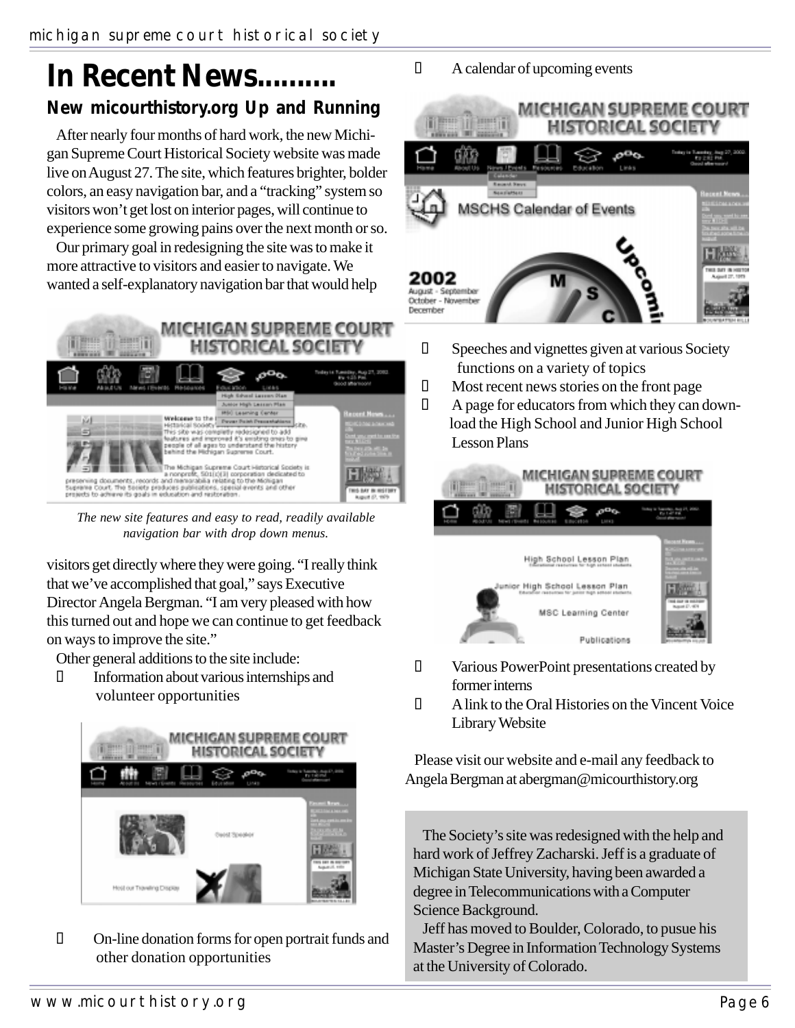# In Recent News..........

## New micourthistory.org Up and Running

After nearly four months of hard work, the new Michigan Supreme Court Historical Society website was made live on August 27. The site, which features brighter, bolder colors, an easy navigation bar, and a "tracking" system so visitors won't get lost on interior pages, will continue to experience some growing pains over the next month or so.

Our primary goal in redesigning the site was to make it more attractive to visitors and easier to navigate. We wanted a self-explanatory navigation bar that would help visitors get directly where they were going. "I really think that we've accomplished that goal," says Executive Director Angela Bergman. "I am very pleased with how this turned out and hope we can continue to get feedback on ways to improve the site."

*The new site features and easy to read, readily available navigation bar with drop down menus.*

Other general additions to the site include:

- Information about various internships and volunteer opportunities
- On-line donation forms for open portrait funds and other donation opportunities
- A calendar of upcoming events
- Speeches and vignettes given at various Society functions on a variety of topics
- Most recent news stories on the front page
- A page for educators from which they can download the High School and Junior High School Lesson Plans
- Various PowerPoint presentations created by former interns
- A link to the Oral Histories on the Vincent Voice Library Website

Please visit our website and e-mail any feedback to Angela Bergman at abergman@micourthistory.org

The Society's site was redesigned with the help and hard work of Jeffrey Zacharski. Jeff is a graduate of Michigan State University, having been awarded a degree in Telecommunications with a Computer Science Background.

Jeff has moved to Boulder, Colorado, to pusue his Master's Degree in Information Technology Systems at the University of Colorado.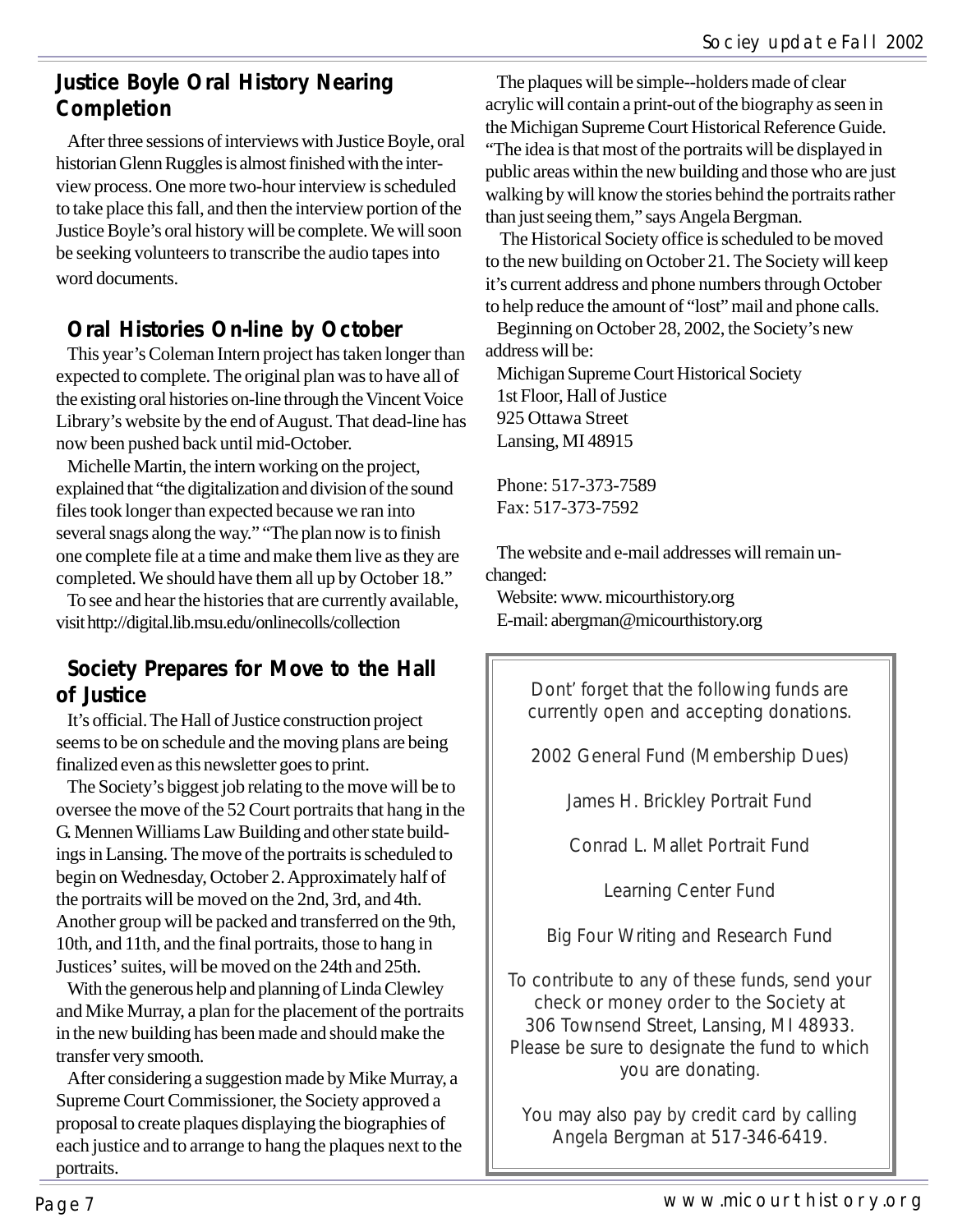## Justice Boyle Oral History Nearing Completion

After three sessions of interviews with Justice Boyle, oral historian Glenn Ruggles is almost finished with the interview process. One more two-hour interview is scheduled to take place this fall, and then the interview portion of the Justice Boyle's oral history will be complete. We will soon be seeking volunteers to transcribe the audio tapes into word documents.

## Oral Histories On-line by October

This year's Coleman Intern project has taken longer than expected to complete. The original plan was to have all of the existing oral histories on-line through the Vincent Voice Library's website by the end of August. That dead-line has now been pushed back until mid-October.

Michelle Martin, the intern working on the project, explained that "the digitalization and division of the sound files took longer than expected because we ran into several snags along the way." "The plan now is to finish one complete file at a time and make them live as they are completed. We should have them all up by October 18."

To see and hear the histories that are currently available, visit http://digital.lib.msu.edu/onlinecolls/collection

## Society Prepares for Move to the Hall of Justice

It's official. The Hall of Justice construction project seems to be on schedule and the moving plans are being finalized even as this newsletter goes to print.

The Society's biggest job relating to the move will be to oversee the move of the 52 Court portraits that hang in the G. Mennen Williams Law Building and other state buildings in Lansing. The move of the portraits is scheduled to begin on Wednesday, October 2. Approximately half of the portraits will be moved on the 2nd, 3rd, and 4th. Another group will be packed and transferred on the 9th, 10th, and 11th, and the final portraits, those to hang in Justices' suites, will be moved on the 24th and 25th.

With the generous help and planning of Linda Clewley and Mike Murray, a plan for the placement of the portraits in the new building has been made and should make the transfer very smooth.

After considering a suggestion made by Mike Murray, a Supreme Court Commissioner, the Society approved a proposal to create plaques displaying the biographies of each justice and to arrange to hang the plaques next to the portraits.

The plaques will be simple--holders made of clear acrylic will contain a print-out of the biography as seen in the Michigan Supreme Court Historical Reference Guide. "The idea is that most of the portraits will be displayed in public areas within the new building and those who are just walking by will know the stories behind the portraits rather than just seeing them," says Angela Bergman.

The Historical Society office is scheduled to be moved to the new building on October 21. The Society will keep it's current address and phone numbers through October to help reduce the amount of "lost" mail and phone calls.

Beginning on October 28, 2002, the Society's new address will be:

Michigan Supreme Court Historical Society
1st Floor, Hall of Justice
925 Ottawa Street
Lansing, MI 48915

Phone: 517-373-7589
Fax: 517-373-7592

The website and e-mail addresses will remain unchanged:

Website: www. micourthistory.org
E-mail: abergman@micourthistory.org

---

Dont' forget that the following funds are currently open and accepting donations.

2002 General Fund (Membership Dues)

James H. Brickley Portrait Fund

Conrad L. Mallet Portrait Fund

Learning Center Fund

Big Four Writing and Research Fund

To contribute to any of these funds, send your check or money order to the Society at 306 Townsend Street, Lansing, MI 48933. Please be sure to designate the fund to which you are donating.

You may also pay by credit card by calling Angela Bergman at 517-346-6419.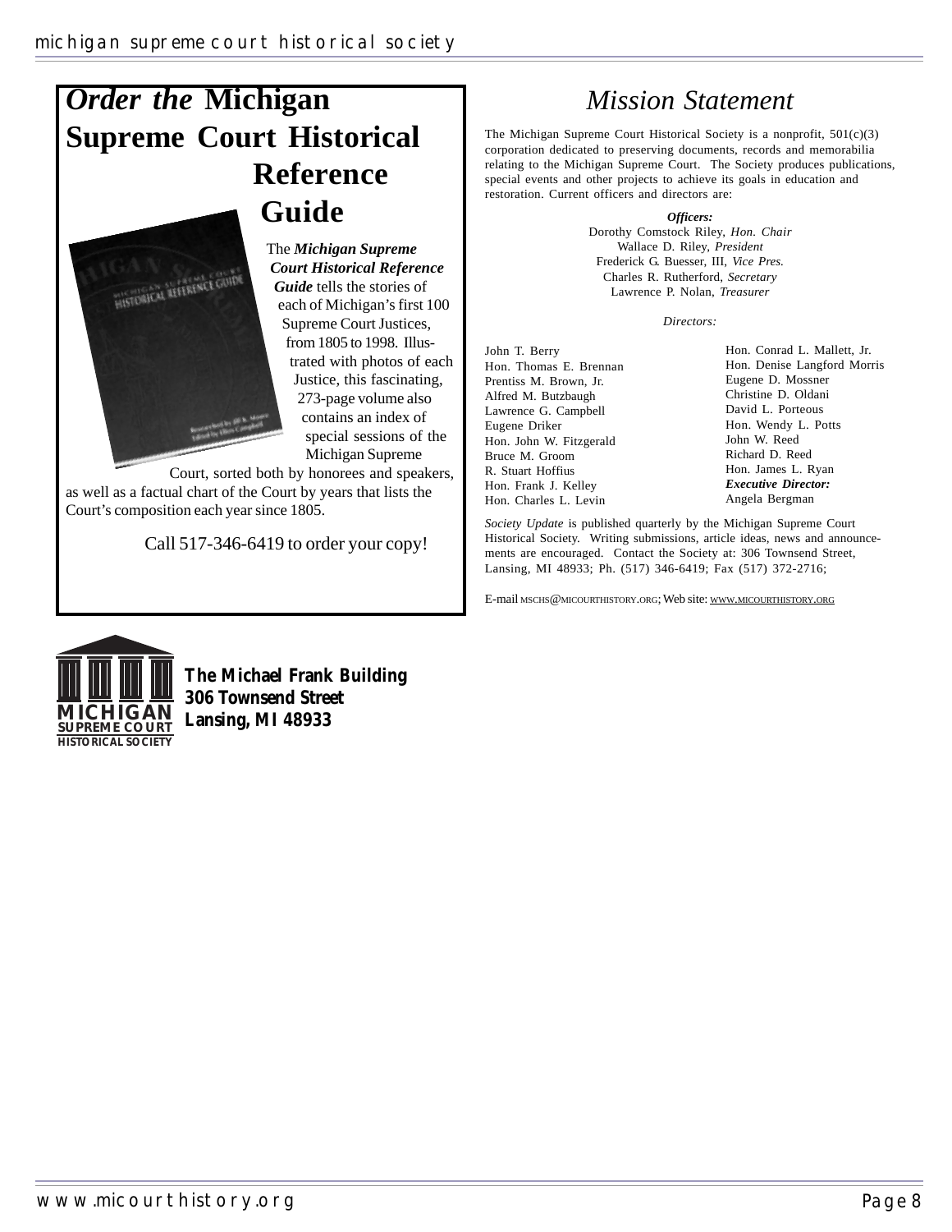# *Order the* Michigan Supreme Court Historical Reference Guide

The ***Michigan Supreme Court Historical Reference Guide*** tells the stories of each of Michigan's first 100 Supreme Court Justices, from 1805 to 1998. Illustrated with photos of each Justice, this fascinating, 273-page volume also contains an index of special sessions of the Michigan Supreme Court, sorted both by honorees and speakers, as well as a factual chart of the Court by years that lists the Court's composition each year since 1805.

Call 517-346-6419 to order your copy!

# *Mission Statement*

The Michigan Supreme Court Historical Society is a nonprofit, 501(c)(3) corporation dedicated to preserving documents, records and memorabilia relating to the Michigan Supreme Court. The Society produces publications, special events and other projects to achieve its goals in education and restoration. Current officers and directors are:

***Officers:***

Dorothy Comstock Riley, *Hon. Chair*
Wallace D. Riley, *President*
Frederick G. Buesser, III, *Vice Pres.*
Charles R. Rutherford, *Secretary*
Lawrence P. Nolan, *Treasurer*

*Directors:*

John T. Berry
Hon. Thomas E. Brennan
Prentiss M. Brown, Jr.
Alfred M. Butzbaugh
Lawrence G. Campbell
Eugene Driker
Hon. John W. Fitzgerald
Bruce M. Groom
R. Stuart Hoffius
Hon. Frank J. Kelley
Hon. Charles L. Levin
Hon. Conrad L. Mallett, Jr.
Hon. Denise Langford Morris
Eugene D. Mossner
Christine D. Oldani
David L. Porteous
Hon. Wendy L. Potts
John W. Reed
Richard D. Reed
Hon. James L. Ryan

***Executive Director:***
Angela Bergman

*Society Update* is published quarterly by the Michigan Supreme Court Historical Society. Writing submissions, article ideas, news and announcements are encouraged. Contact the Society at: 306 Townsend Street, Lansing, MI 48933; Ph. (517) 346-6419; Fax (517) 372-2716;

E-mail mschs@micourthistory.org; Web site: www.micourthistory.org

MICHIGAN SUPREME COURT HISTORICAL SOCIETY

**The Michael Frank Building**
**306 Townsend Street**
**Lansing, MI 48933**